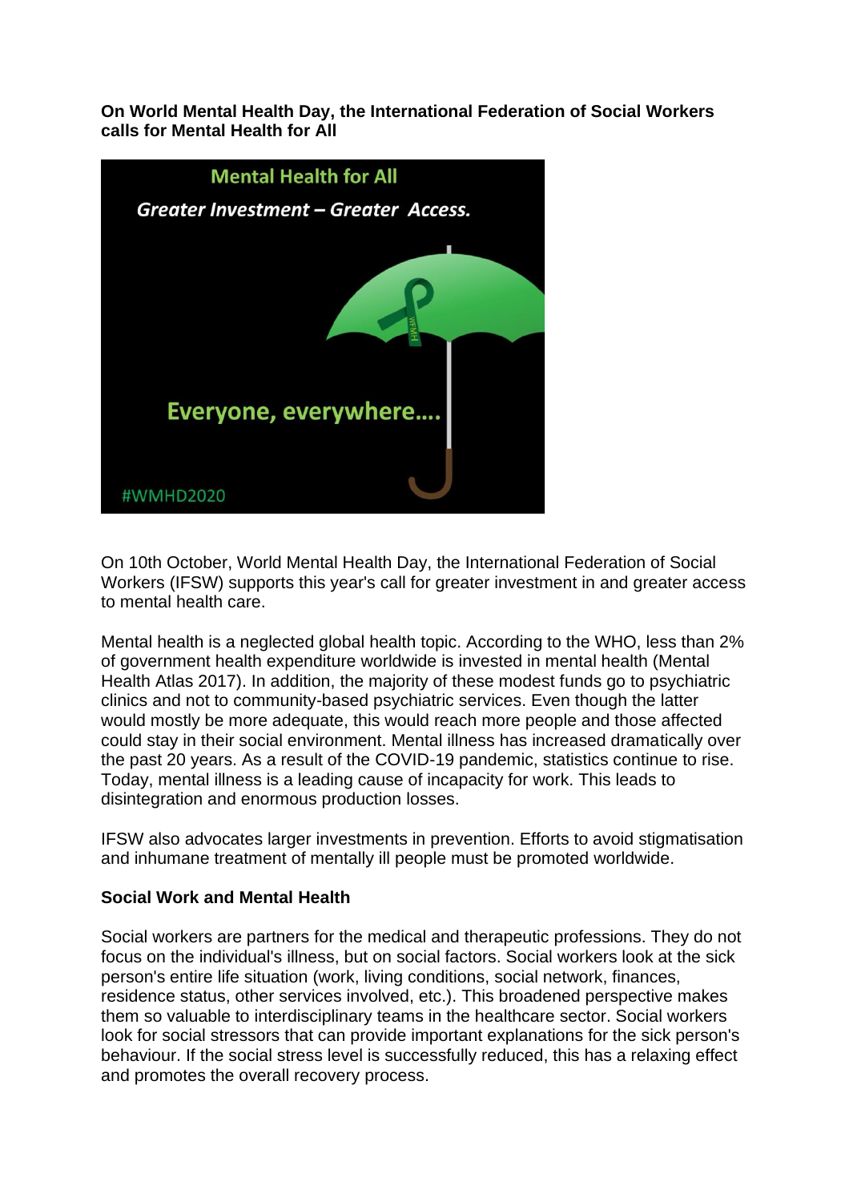**On World Mental Health Day, the International Federation of Social Workers calls for Mental Health for All**

On 10th October, World Mental Health Day, the International Federation of Social Workers (IFSW) supports this year's call for greater investment in and greater access to mental health care.

Mental health is a neglected global health topic. According to the WHO, less than 2% of government health expenditure worldwide is invested in mental health (Mental Health Atlas 2017). In addition, the majority of these modest funds go to psychiatric clinics and not to community-based psychiatric services. Even though the latter would mostly be more adequate, this would reach more people and those affected could stay in their social environment. Mental illness has increased dramatically over the past 20 years. As a result of the COVID-19 pandemic, statistics continue to rise. Today, mental illness is a leading cause of incapacity for work. This leads to disintegration and enormous production losses.

IFSW also advocates larger investments in prevention. Efforts to avoid stigmatisation and inhumane treatment of mentally ill people must be promoted worldwide.

**Social Work and Mental Health**

Social workers are partners for the medical and therapeutic professions. They do not focus on the individual's illness, but on social factors. Social workers look at the sick person's entire life situation (work, living conditions, social network, finances, residence status, other services involved, etc.). This broadened perspective makes them so valuable to interdisciplinary teams in the healthcare sector. Social workers look for social stressors that can provide important explanations for the sick person's behaviour. If the social stress level is successfully reduced, this has a relaxing effect and promotes the overall recovery process.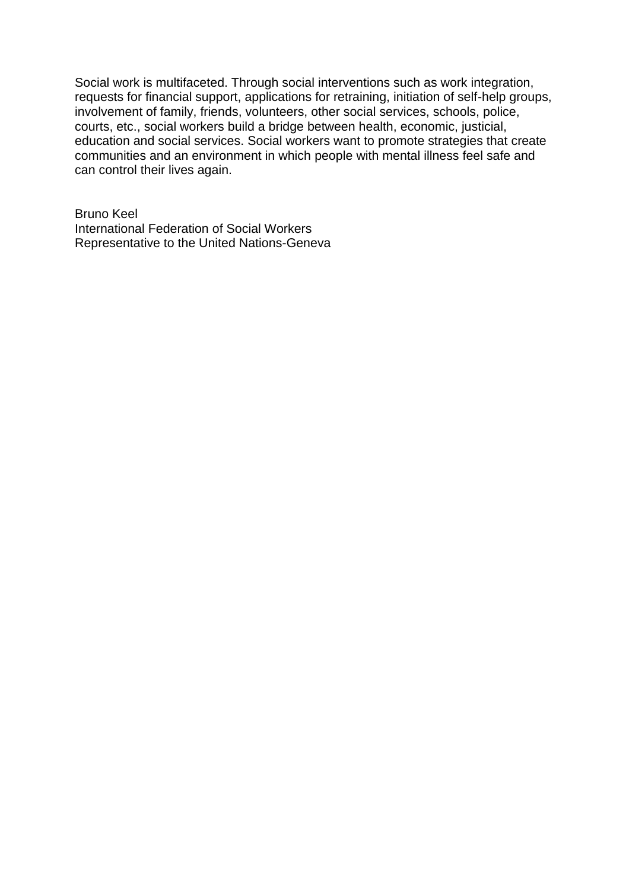Social work is multifaceted. Through social interventions such as work integration, requests for financial support, applications for retraining, initiation of self-help groups, involvement of family, friends, volunteers, other social services, schools, police, courts, etc., social workers build a bridge between health, economic, justicial, education and social services. Social workers want to promote strategies that create communities and an environment in which people with mental illness feel safe and can control their lives again.

Bruno Keel  
International Federation of Social Workers  
Representative to the United Nations-Geneva